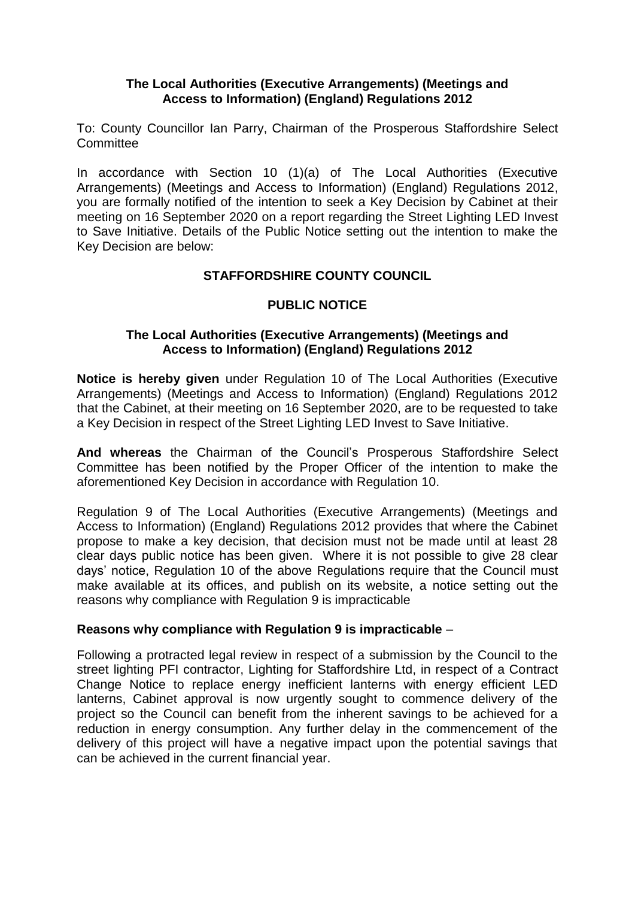**The Local Authorities (Executive Arrangements) (Meetings and Access to Information) (England) Regulations 2012**

To: County Councillor Ian Parry, Chairman of the Prosperous Staffordshire Select Committee

In accordance with Section 10 (1)(a) of The Local Authorities (Executive Arrangements) (Meetings and Access to Information) (England) Regulations 2012, you are formally notified of the intention to seek a Key Decision by Cabinet at their meeting on 16 September 2020 on a report regarding the Street Lighting LED Invest to Save Initiative. Details of the Public Notice setting out the intention to make the Key Decision are below:

**STAFFORDSHIRE COUNTY COUNCIL**

**PUBLIC NOTICE**

**The Local Authorities (Executive Arrangements) (Meetings and Access to Information) (England) Regulations 2012**

**Notice is hereby given** under Regulation 10 of The Local Authorities (Executive Arrangements) (Meetings and Access to Information) (England) Regulations 2012 that the Cabinet, at their meeting on 16 September 2020, are to be requested to take a Key Decision in respect of the Street Lighting LED Invest to Save Initiative.

**And whereas** the Chairman of the Council's Prosperous Staffordshire Select Committee has been notified by the Proper Officer of the intention to make the aforementioned Key Decision in accordance with Regulation 10.

Regulation 9 of The Local Authorities (Executive Arrangements) (Meetings and Access to Information) (England) Regulations 2012 provides that where the Cabinet propose to make a key decision, that decision must not be made until at least 28 clear days public notice has been given. Where it is not possible to give 28 clear days' notice, Regulation 10 of the above Regulations require that the Council must make available at its offices, and publish on its website, a notice setting out the reasons why compliance with Regulation 9 is impracticable

**Reasons why compliance with Regulation 9 is impracticable** –

Following a protracted legal review in respect of a submission by the Council to the street lighting PFI contractor, Lighting for Staffordshire Ltd, in respect of a Contract Change Notice to replace energy inefficient lanterns with energy efficient LED lanterns, Cabinet approval is now urgently sought to commence delivery of the project so the Council can benefit from the inherent savings to be achieved for a reduction in energy consumption. Any further delay in the commencement of the delivery of this project will have a negative impact upon the potential savings that can be achieved in the current financial year.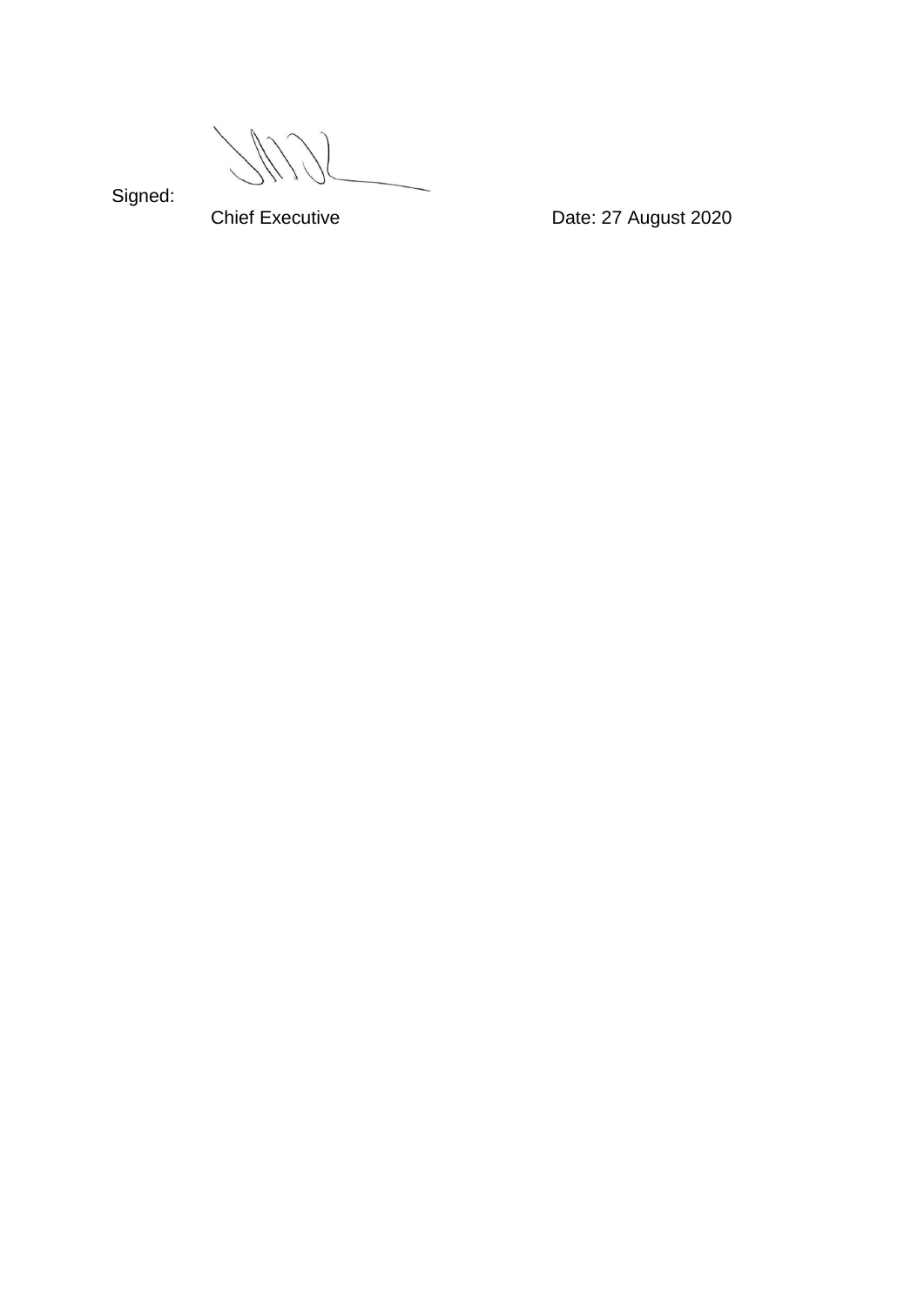Signed:

Chief Executive                Date: 27 August 2020